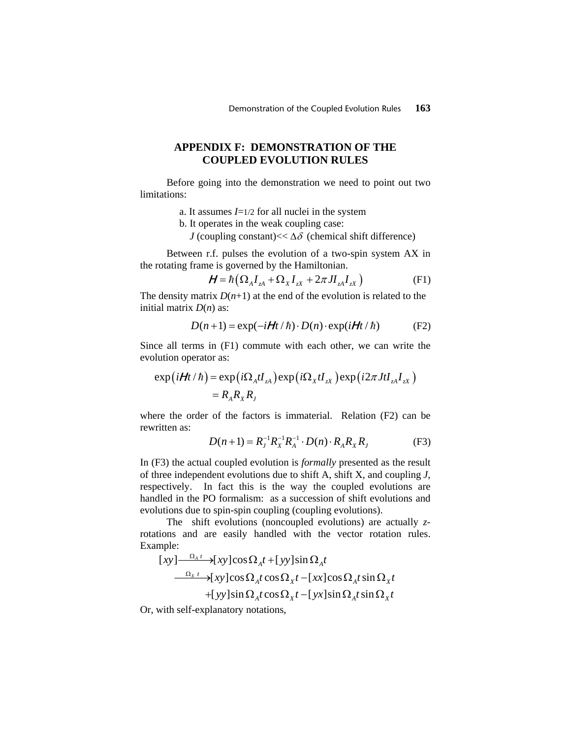# APPENDIX F: DEMONSTRATION OF THE COUPLED EVOLUTION RULES

Before going into the demonstration we need to point out two limitations:

a. It assumes $I$=1/2 for all nuclei in the system
b. It operates in the weak coupling case:
$J$ (coupling constant)<< $\Delta\delta$ (chemical shift difference)

Between r.f. pulses the evolution of a two-spin system AX in the rotating frame is governed by the Hamiltonian.

$$\mathcal{H} = \hbar\left(\Omega_A I_{zA} + \Omega_X I_{zX} + 2\pi J I_{zA} I_{zX}\right) \qquad \text{(F1)}$$

The density matrix $D(n+1)$ at the end of the evolution is related to the initial matrix $D(n)$ as:

$$D(n+1) = \exp(-i\mathcal{H}t/\hbar) \cdot D(n) \cdot \exp(i\mathcal{H}t/\hbar) \qquad \text{(F2)}$$

Since all terms in (F1) commute with each other, we can write the evolution operator as:

$$\begin{aligned}\exp\left(i\mathcal{H}t/\hbar\right) &= \exp\left(i\Omega_A t I_{zA}\right)\exp\left(i\Omega_X t I_{zX}\right)\exp\left(i2\pi J t I_{zA} I_{zX}\right) \\ &= R_A R_X R_J\end{aligned}$$

where the order of the factors is immaterial. Relation (F2) can be rewritten as:

$$D(n+1) = R_J^{-1} R_X^{-1} R_A^{-1} \cdot D(n) \cdot R_A R_X R_J \qquad \text{(F3)}$$

In (F3) the actual coupled evolution is *formally* presented as the result of three independent evolutions due to shift A, shift X, and coupling $J$, respectively. In fact this is the way the coupled evolutions are handled in the PO formalism: as a succession of shift evolutions and evolutions due to spin-spin coupling (coupling evolutions).

The shift evolutions (noncoupled evolutions) are actually $z$-rotations and are easily handled with the vector rotation rules. Example:

$$\begin{aligned}[xy] &\xrightarrow{\Omega_A t} [xy]\cos\Omega_A t + [yy]\sin\Omega_A t \\ &\xrightarrow{\Omega_X t} [xy]\cos\Omega_A t\cos\Omega_X t - [xx]\cos\Omega_A t\sin\Omega_X t \\ &\quad + [yy]\sin\Omega_A t\cos\Omega_X t - [yx]\sin\Omega_A t\sin\Omega_X t\end{aligned}$$

Or, with self-explanatory notations,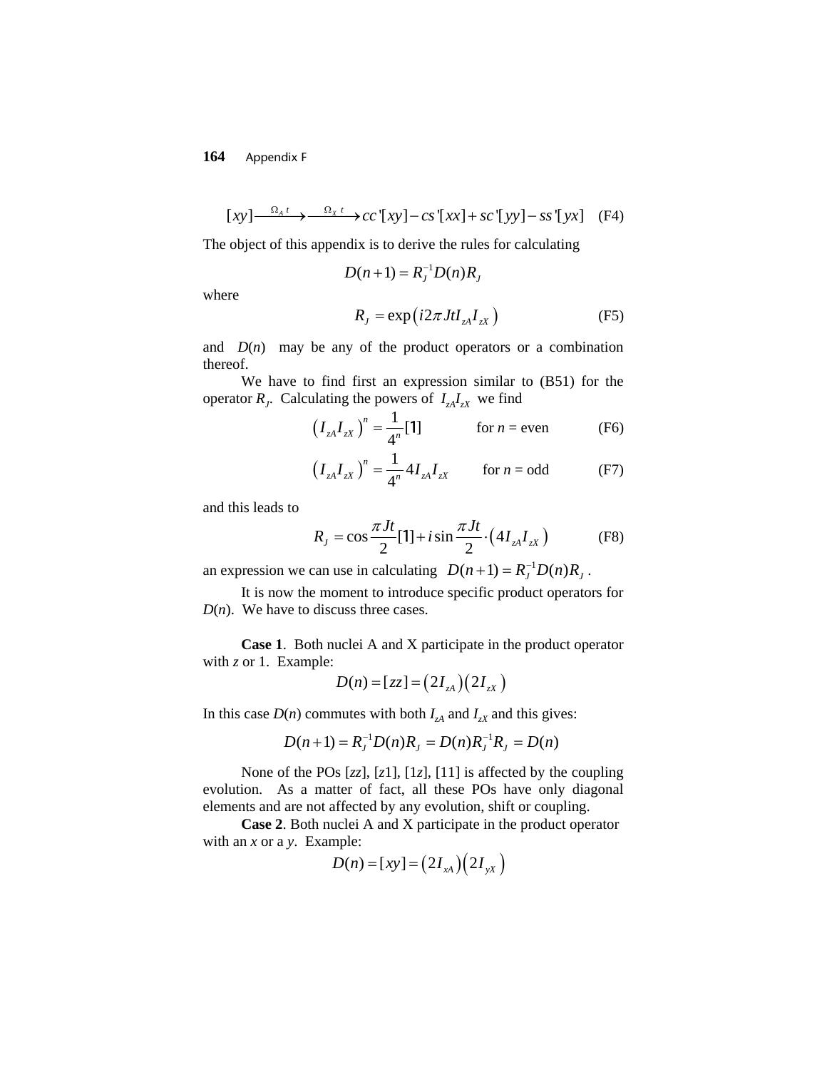$$[xy] \xrightarrow{\Omega_A t} \xrightarrow{\Omega_X t} cc'[xy] - cs'[xx] + sc'[yy] - ss'[yx] \quad \text{(F4)}$$

The object of this appendix is to derive the rules for calculating

$$D(n+1) = R_J^{-1} D(n) R_J$$

where

$$R_J = \exp\left(i2\pi J t I_{zA} I_{zX}\right) \quad \text{(F5)}$$

and $D(n)$ may be any of the product operators or a combination thereof.

We have to find first an expression similar to (B51) for the operator $R_J$. Calculating the powers of $I_{zA}I_{zX}$ we find

$$\left(I_{zA} I_{zX}\right)^n = \frac{1}{4^n}[1] \qquad \text{for } n = \text{even} \quad \text{(F6)}$$

$$\left(I_{zA} I_{zX}\right)^n = \frac{1}{4^n} 4 I_{zA} I_{zX} \qquad \text{for } n = \text{odd} \quad \text{(F7)}$$

and this leads to

$$R_J = \cos\frac{\pi J t}{2}[1] + i \sin\frac{\pi J t}{2} \cdot \left(4 I_{zA} I_{zX}\right) \quad \text{(F8)}$$

an expression we can use in calculating $D(n+1) = R_J^{-1} D(n) R_J$.

It is now the moment to introduce specific product operators for $D(n)$. We have to discuss three cases.

**Case 1**. Both nuclei A and X participate in the product operator with *z* or 1. Example:

$$D(n) = [zz] = \left(2I_{zA}\right)\left(2I_{zX}\right)$$

In this case $D(n)$ commutes with both $I_{zA}$ and $I_{zX}$ and this gives:

$$D(n+1) = R_J^{-1} D(n) R_J = D(n) R_J^{-1} R_J = D(n)$$

None of the POs [*zz*], [*z*1], [1*z*], [11] is affected by the coupling evolution. As a matter of fact, all these POs have only diagonal elements and are not affected by any evolution, shift or coupling.

**Case 2**. Both nuclei A and X participate in the product operator with an *x* or a *y*. Example:

$$D(n) = [xy] = \left(2I_{xA}\right)\left(2I_{yX}\right)$$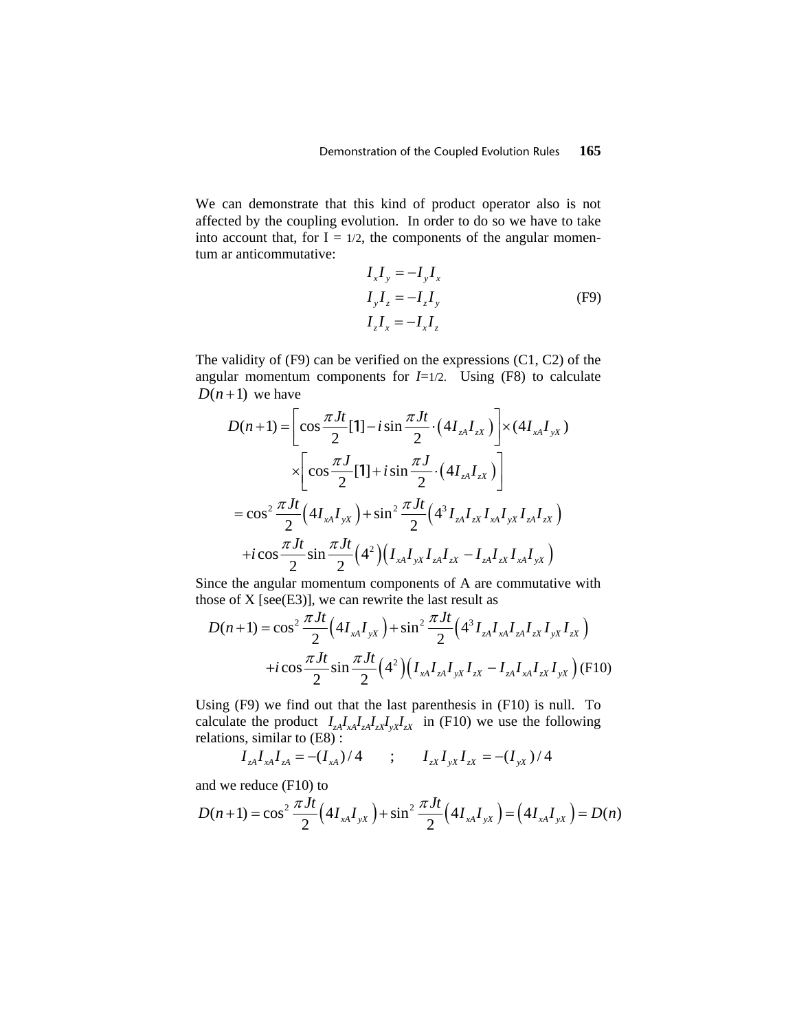We can demonstrate that this kind of product operator also is not affected by the coupling evolution. In order to do so we have to take into account that, for I = 1/2, the components of the angular momentum ar anticommutative:

$$
\begin{aligned}
I_x I_y &= -I_y I_x \\
I_y I_z &= -I_z I_y \\
I_z I_x &= -I_x I_z
\end{aligned}
\tag{F9}
$$

The validity of (F9) can be verified on the expressions (C1, C2) of the angular momentum components for $I$=1/2. Using (F8) to calculate $D(n+1)$ we have

$$
\begin{aligned}
D(n+1) &= \left[\cos\frac{\pi Jt}{2}[1] - i\sin\frac{\pi Jt}{2}\cdot\left(4I_{zA}I_{zX}\right)\right]\times(4I_{xA}I_{yX}) \\
&\quad \times\left[\cos\frac{\pi J}{2}[1] + i\sin\frac{\pi J}{2}\cdot\left(4I_{zA}I_{zX}\right)\right] \\
&= \cos^2\frac{\pi Jt}{2}\left(4I_{xA}I_{yX}\right) + \sin^2\frac{\pi Jt}{2}\left(4^3 I_{zA}I_{zX}I_{xA}I_{yX}I_{zA}I_{zX}\right) \\
&\quad + i\cos\frac{\pi Jt}{2}\sin\frac{\pi Jt}{2}\left(4^2\right)\left(I_{xA}I_{yX}I_{zA}I_{zX} - I_{zA}I_{zX}I_{xA}I_{yX}\right)
\end{aligned}
$$

Since the angular momentum components of A are commutative with those of X [see(E3)], we can rewrite the last result as

$$
\begin{aligned}
D(n+1) &= \cos^2\frac{\pi Jt}{2}\left(4I_{xA}I_{yX}\right) + \sin^2\frac{\pi Jt}{2}\left(4^3 I_{zA}I_{xA}I_{zA}I_{zX}I_{yX}I_{zX}\right) \\
&\quad + i\cos\frac{\pi Jt}{2}\sin\frac{\pi Jt}{2}\left(4^2\right)\left(I_{xA}I_{zA}I_{yX}I_{zX} - I_{zA}I_{xA}I_{zX}I_{yX}\right)
\end{aligned}
\tag{F10}
$$

Using (F9) we find out that the last parenthesis in (F10) is null. To calculate the product $I_{zA}I_{xA}I_{zA}I_{zX}I_{yX}I_{zX}$ in (F10) we use the following relations, similar to (E8) :

$$
I_{zA}I_{xA}I_{zA} = -(I_{xA})/4 \qquad ; \qquad I_{zX}I_{yX}I_{zX} = -(I_{yX})/4
$$

and we reduce (F10) to

$$
D(n+1) = \cos^2\frac{\pi Jt}{2}\left(4I_{xA}I_{yX}\right) + \sin^2\frac{\pi Jt}{2}\left(4I_{xA}I_{yX}\right) = \left(4I_{xA}I_{yX}\right) = D(n)
$$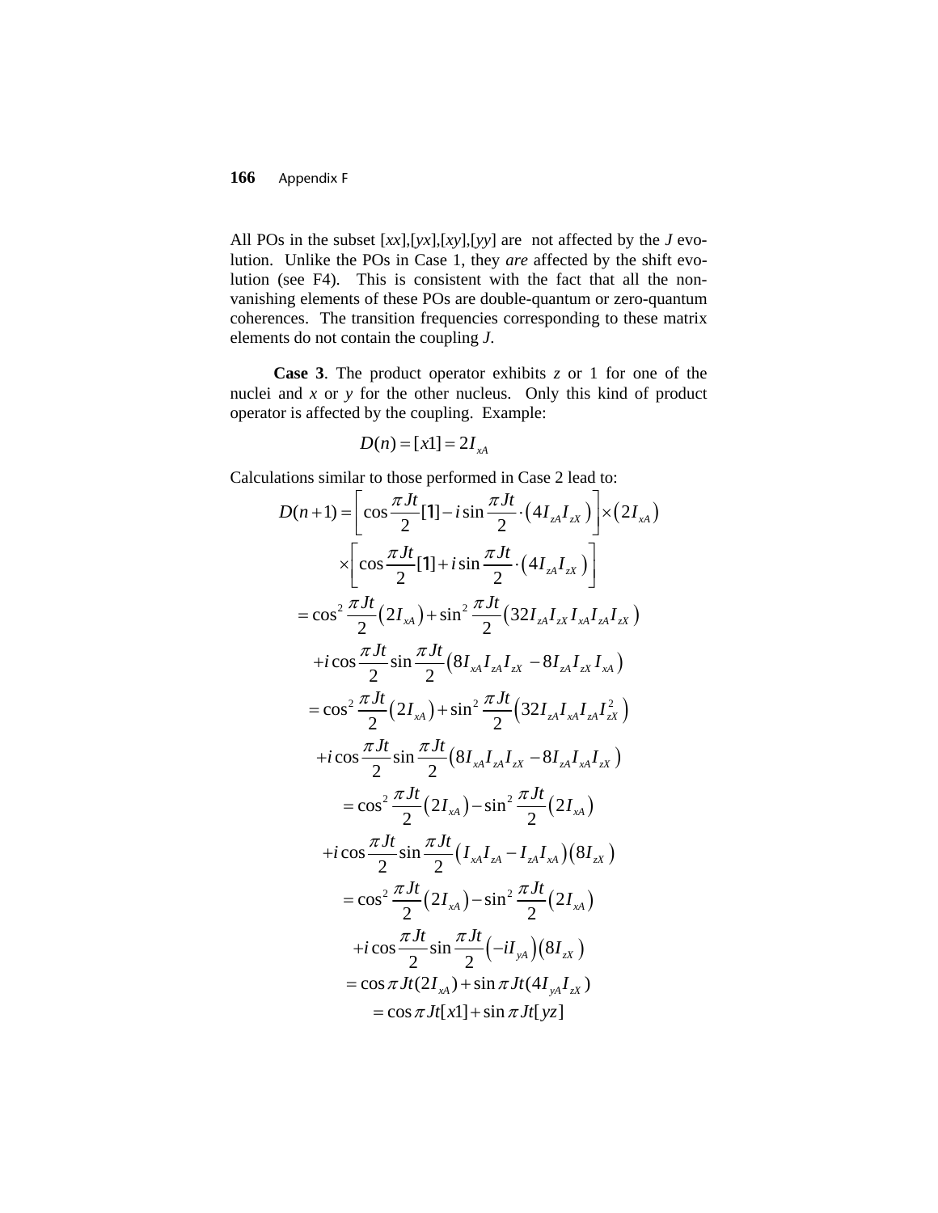All POs in the subset [*xx*],[*yx*],[*xy*],[*yy*] are not affected by the *J* evolution. Unlike the POs in Case 1, they *are* affected by the shift evolution (see F4). This is consistent with the fact that all the non-vanishing elements of these POs are double-quantum or zero-quantum coherences. The transition frequencies corresponding to these matrix elements do not contain the coupling *J*.

**Case 3**. The product operator exhibits *z* or 1 for one of the nuclei and *x* or *y* for the other nucleus. Only this kind of product operator is affected by the coupling. Example:

$$D(n) = [x1] = 2I_{xA}$$

Calculations similar to those performed in Case 2 lead to:

$$
\begin{aligned}
D(n+1) &= \left[\cos\frac{\pi Jt}{2}[1] - i\sin\frac{\pi Jt}{2}\cdot\left(4I_{zA}I_{zX}\right)\right]\times\left(2I_{xA}\right) \\
&\quad \times\left[\cos\frac{\pi Jt}{2}[1] + i\sin\frac{\pi Jt}{2}\cdot\left(4I_{zA}I_{zX}\right)\right] \\
&= \cos^2\frac{\pi Jt}{2}\left(2I_{xA}\right) + \sin^2\frac{\pi Jt}{2}\left(32I_{zA}I_{zX}I_{xA}I_{zA}I_{zX}\right) \\
&\quad + i\cos\frac{\pi Jt}{2}\sin\frac{\pi Jt}{2}\left(8I_{xA}I_{zA}I_{zX} - 8I_{zA}I_{zX}I_{xA}\right) \\
&= \cos^2\frac{\pi Jt}{2}\left(2I_{xA}\right) + \sin^2\frac{\pi Jt}{2}\left(32I_{zA}I_{xA}I_{zA}I_{zX}^2\right) \\
&\quad + i\cos\frac{\pi Jt}{2}\sin\frac{\pi Jt}{2}\left(8I_{xA}I_{zA}I_{zX} - 8I_{zA}I_{xA}I_{zX}\right) \\
&= \cos^2\frac{\pi Jt}{2}\left(2I_{xA}\right) - \sin^2\frac{\pi Jt}{2}\left(2I_{xA}\right) \\
&\quad + i\cos\frac{\pi Jt}{2}\sin\frac{\pi Jt}{2}\left(I_{xA}I_{zA} - I_{zA}I_{xA}\right)\left(8I_{zX}\right) \\
&= \cos^2\frac{\pi Jt}{2}\left(2I_{xA}\right) - \sin^2\frac{\pi Jt}{2}\left(2I_{xA}\right) \\
&\quad + i\cos\frac{\pi Jt}{2}\sin\frac{\pi Jt}{2}\left(-iI_{yA}\right)\left(8I_{zX}\right) \\
&= \cos\pi Jt(2I_{xA}) + \sin\pi Jt(4I_{yA}I_{zX}) \\
&= \cos\pi Jt[x1] + \sin\pi Jt[yz]
\end{aligned}
$$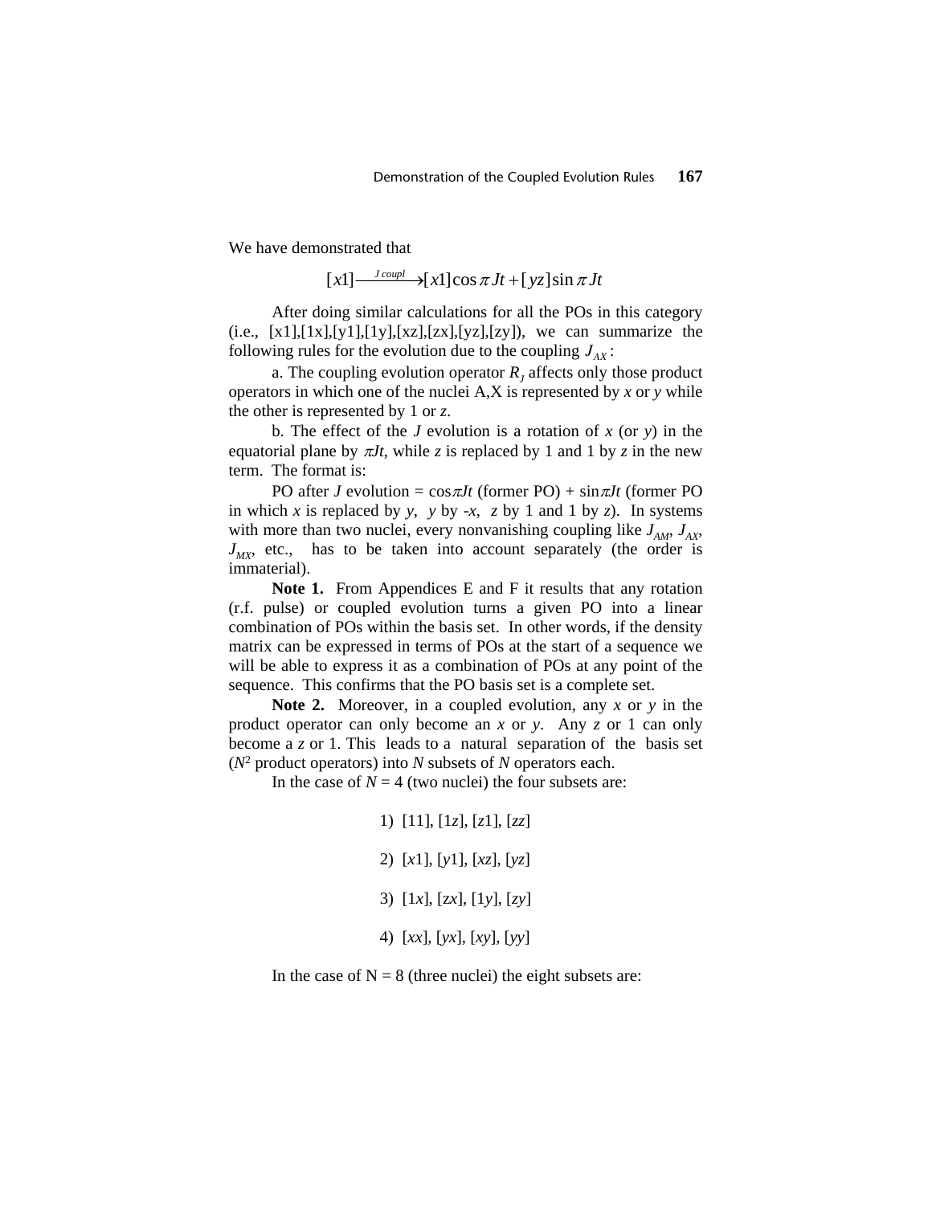We have demonstrated that

$$[x1] \xrightarrow{J\, coupl} [x1]\cos\pi Jt + [yz]\sin\pi Jt$$

After doing similar calculations for all the POs in this category (i.e., [x1],[1x],[y1],[1y],[xz],[zx],[yz],[zy]), we can summarize the following rules for the evolution due to the coupling $J_{AX}$:

a. The coupling evolution operator $R_J$ affects only those product operators in which one of the nuclei A,X is represented by *x* or *y* while the other is represented by 1 or *z*.

b. The effect of the *J* evolution is a rotation of *x* (or *y*) in the equatorial plane by $\pi Jt$, while *z* is replaced by 1 and 1 by *z* in the new term. The format is:

PO after *J* evolution = $\cos\pi Jt$ (former PO) + $\sin\pi Jt$ (former PO in which *x* is replaced by *y*, *y* by -*x*, *z* by 1 and 1 by *z*). In systems with more than two nuclei, every nonvanishing coupling like $J_{AM}$, $J_{AX}$, $J_{MX}$, etc., has to be taken into account separately (the order is immaterial).

**Note 1.** From Appendices E and F it results that any rotation (r.f. pulse) or coupled evolution turns a given PO into a linear combination of POs within the basis set. In other words, if the density matrix can be expressed in terms of POs at the start of a sequence we will be able to express it as a combination of POs at any point of the sequence. This confirms that the PO basis set is a complete set.

**Note 2.** Moreover, in a coupled evolution, any *x* or *y* in the product operator can only become an *x* or *y*. Any *z* or 1 can only become a *z* or 1. This leads to a natural separation of the basis set ($N^2$ product operators) into *N* subsets of *N* operators each.

In the case of $N = 4$ (two nuclei) the four subsets are:

1) [11], [1*z*], [*z*1], [*zz*]

2) [*x*1], [*y*1], [*xz*], [*yz*]

3) [1*x*], [*zx*], [1*y*], [*zy*]

4) [*xx*], [*yx*], [*xy*], [*yy*]

In the case of N = 8 (three nuclei) the eight subsets are: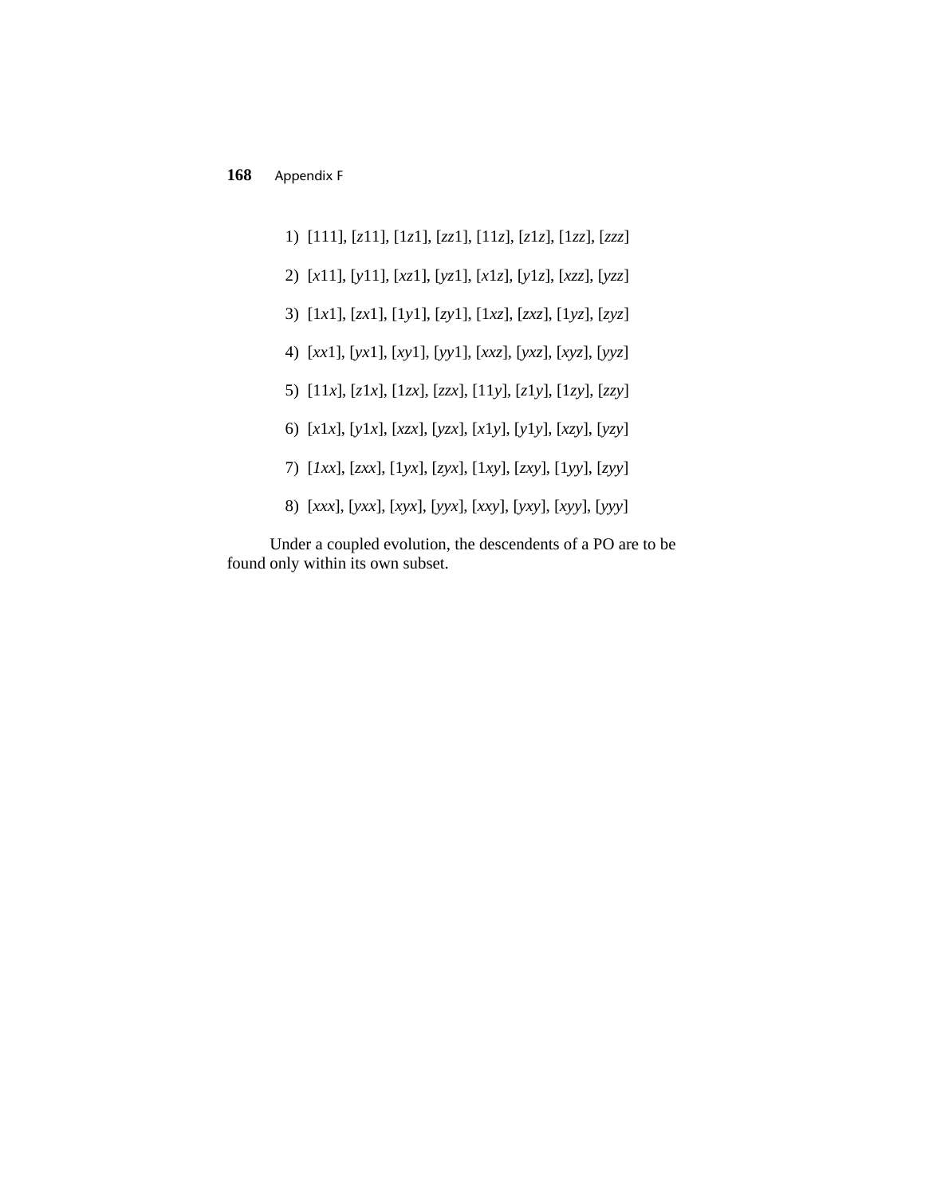1) [111], [*z*11], [1*z*1], [*zz*1], [11*z*], [*z*1*z*], [1*zz*], [*zzz*]

2) [*x*11], [*y*11], [*xz*1], [*yz*1], [*x*1*z*], [*y*1*z*], [*xzz*], [*yzz*]

3) [1*x*1], [*zx*1], [1*y*1], [*zy*1], [1*xz*], [*zxz*], [1*yz*], [*zyz*]

4) [*xx*1], [*yx*1], [*xy*1], [*yy*1], [*xxz*], [*yxz*], [*xyz*], [*yyz*]

5) [11*x*], [*z*1*x*], [1*zx*], [*zzx*], [11*y*], [*z*1*y*], [1*zy*], [*zzy*]

6) [*x*1*x*], [*y*1*x*], [*xzx*], [*yzx*], [*x*1*y*], [*y*1*y*], [*xzy*], [*yzy*]

7) [*1xx*], [*zxx*], [1*yx*], [*zyx*], [1*xy*], [*zxy*], [1*yy*], [*zyy*]

8) [*xxx*], [*yxx*], [*xyx*], [*yyx*], [*xxy*], [*yxy*], [*xyy*], [*yyy*]

Under a coupled evolution, the descendents of a PO are to be found only within its own subset.